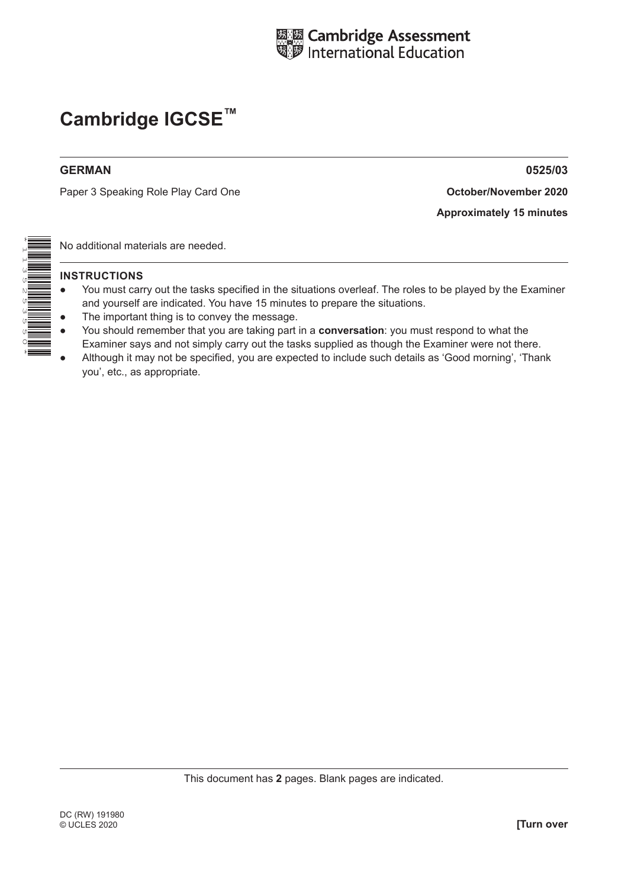Cambridge Assessment International Education

# Cambridge IGCSE™

**GERMAN** **0525/03**

Paper 3 Speaking Role Play Card One **October/November 2020**

**Approximately 15 minutes**

No additional materials are needed.

**INSTRUCTIONS**

- You must carry out the tasks specified in the situations overleaf. The roles to be played by the Examiner and yourself are indicated. You have 15 minutes to prepare the situations.
- The important thing is to convey the message.
- You should remember that you are taking part in a **conversation**: you must respond to what the Examiner says and not simply carry out the tasks supplied as though the Examiner were not there.
- Although it may not be specified, you are expected to include such details as 'Good morning', 'Thank you', etc., as appropriate.

This document has **2** pages. Blank pages are indicated.

DC (RW) 191980
© UCLES 2020

**[Turn over**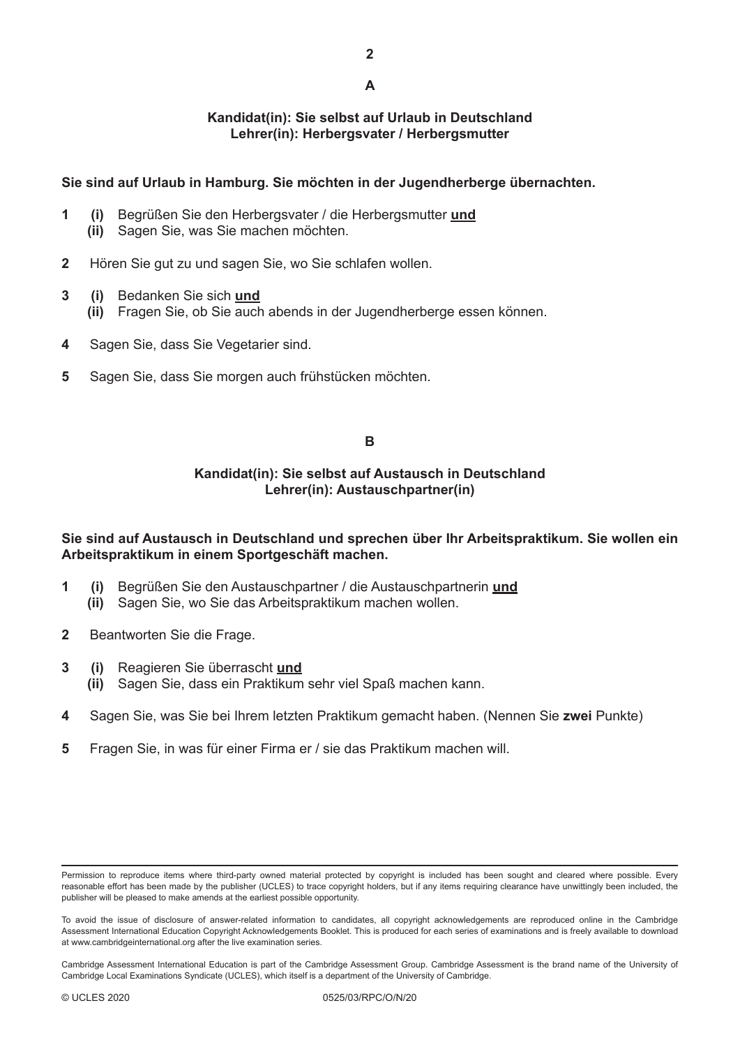## A

**Kandidat(in): Sie selbst auf Urlaub in Deutschland**
**Lehrer(in): Herbergsvater / Herbergsmutter**

**Sie sind auf Urlaub in Hamburg. Sie möchten in der Jugendherberge übernachten.**

**1** **(i)** Begrüßen Sie den Herbergsvater / die Herbergsmutter **und**
 **(ii)** Sagen Sie, was Sie machen möchten.

**2** Hören Sie gut zu und sagen Sie, wo Sie schlafen wollen.

**3** **(i)** Bedanken Sie sich **und**
 **(ii)** Fragen Sie, ob Sie auch abends in der Jugendherberge essen können.

**4** Sagen Sie, dass Sie Vegetarier sind.

**5** Sagen Sie, dass Sie morgen auch frühstücken möchten.

## B

**Kandidat(in): Sie selbst auf Austausch in Deutschland**
**Lehrer(in): Austauschpartner(in)**

**Sie sind auf Austausch in Deutschland und sprechen über Ihr Arbeitspraktikum. Sie wollen ein Arbeitspraktikum in einem Sportgeschäft machen.**

**1** **(i)** Begrüßen Sie den Austauschpartner / die Austauschpartnerin **und**
 **(ii)** Sagen Sie, wo Sie das Arbeitspraktikum machen wollen.

**2** Beantworten Sie die Frage.

**3** **(i)** Reagieren Sie überrascht **und**
 **(ii)** Sagen Sie, dass ein Praktikum sehr viel Spaß machen kann.

**4** Sagen Sie, was Sie bei Ihrem letzten Praktikum gemacht haben. (Nennen Sie **zwei** Punkte)

**5** Fragen Sie, in was für einer Firma er / sie das Praktikum machen will.

Permission to reproduce items where third-party owned material protected by copyright is included has been sought and cleared where possible. Every reasonable effort has been made by the publisher (UCLES) to trace copyright holders, but if any items requiring clearance have unwittingly been included, the publisher will be pleased to make amends at the earliest possible opportunity.

To avoid the issue of disclosure of answer-related information to candidates, all copyright acknowledgements are reproduced online in the Cambridge Assessment International Education Copyright Acknowledgements Booklet. This is produced for each series of examinations and is freely available to download at www.cambridgeinternational.org after the live examination series.

Cambridge Assessment International Education is part of the Cambridge Assessment Group. Cambridge Assessment is the brand name of the University of Cambridge Local Examinations Syndicate (UCLES), which itself is a department of the University of Cambridge.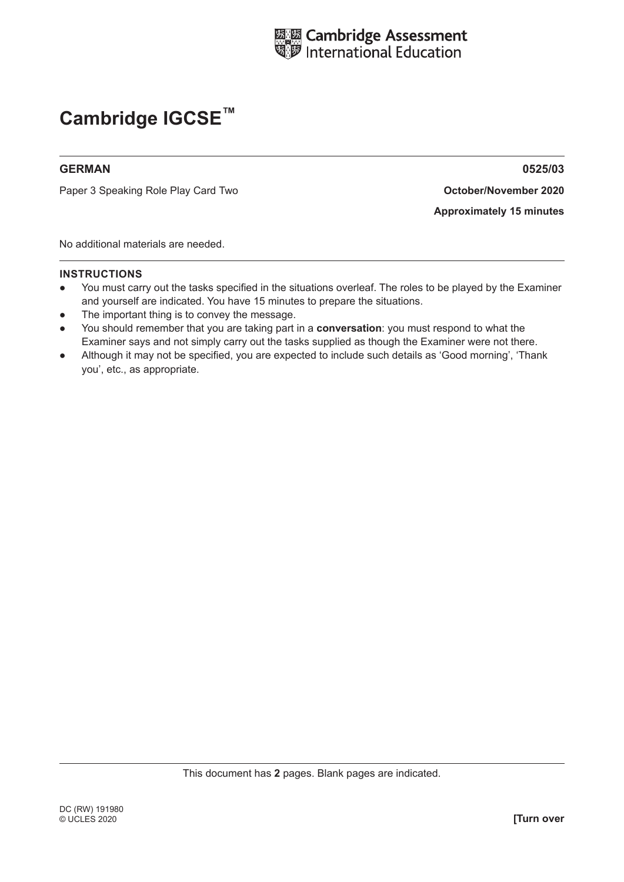Cambridge Assessment International Education

# Cambridge IGCSE™

**GERMAN** **0525/03**

Paper 3 Speaking Role Play Card Two **October/November 2020**

**Approximately 15 minutes**

No additional materials are needed.

**INSTRUCTIONS**

- You must carry out the tasks specified in the situations overleaf. The roles to be played by the Examiner and yourself are indicated. You have 15 minutes to prepare the situations.
- The important thing is to convey the message.
- You should remember that you are taking part in a **conversation**: you must respond to what the Examiner says and not simply carry out the tasks supplied as though the Examiner were not there.
- Although it may not be specified, you are expected to include such details as 'Good morning', 'Thank you', etc., as appropriate.

This document has **2** pages. Blank pages are indicated.

DC (RW) 191980
© UCLES 2020

**[Turn over**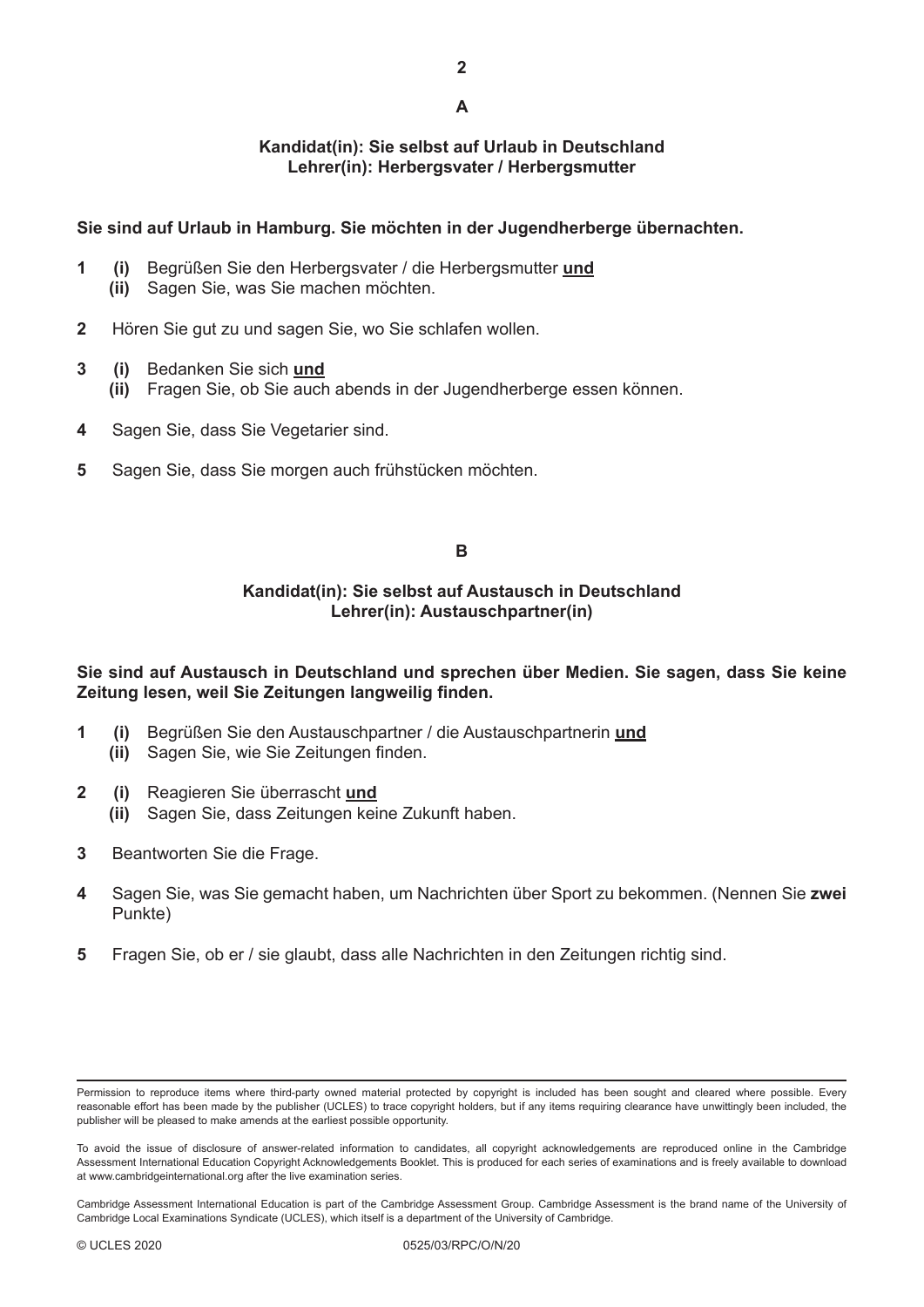## A

**Kandidat(in): Sie selbst auf Urlaub in Deutschland**
**Lehrer(in): Herbergsvater / Herbergsmutter**

**Sie sind auf Urlaub in Hamburg. Sie möchten in der Jugendherberge übernachten.**

1. **(i)** Begrüßen Sie den Herbergsvater / die Herbergsmutter **und**
   **(ii)** Sagen Sie, was Sie machen möchten.

2. Hören Sie gut zu und sagen Sie, wo Sie schlafen wollen.

3. **(i)** Bedanken Sie sich **und**
   **(ii)** Fragen Sie, ob Sie auch abends in der Jugendherberge essen können.

4. Sagen Sie, dass Sie Vegetarier sind.

5. Sagen Sie, dass Sie morgen auch frühstücken möchten.

## B

**Kandidat(in): Sie selbst auf Austausch in Deutschland**
**Lehrer(in): Austauschpartner(in)**

**Sie sind auf Austausch in Deutschland und sprechen über Medien. Sie sagen, dass Sie keine Zeitung lesen, weil Sie Zeitungen langweilig finden.**

1. **(i)** Begrüßen Sie den Austauschpartner / die Austauschpartnerin **und**
   **(ii)** Sagen Sie, wie Sie Zeitungen finden.

2. **(i)** Reagieren Sie überrascht **und**
   **(ii)** Sagen Sie, dass Zeitungen keine Zukunft haben.

3. Beantworten Sie die Frage.

4. Sagen Sie, was Sie gemacht haben, um Nachrichten über Sport zu bekommen. (Nennen Sie **zwei** Punkte)

5. Fragen Sie, ob er / sie glaubt, dass alle Nachrichten in den Zeitungen richtig sind.

Permission to reproduce items where third-party owned material protected by copyright is included has been sought and cleared where possible. Every reasonable effort has been made by the publisher (UCLES) to trace copyright holders, but if any items requiring clearance have unwittingly been included, the publisher will be pleased to make amends at the earliest possible opportunity.

To avoid the issue of disclosure of answer-related information to candidates, all copyright acknowledgements are reproduced online in the Cambridge Assessment International Education Copyright Acknowledgements Booklet. This is produced for each series of examinations and is freely available to download at www.cambridgeinternational.org after the live examination series.

Cambridge Assessment International Education is part of the Cambridge Assessment Group. Cambridge Assessment is the brand name of the University of Cambridge Local Examinations Syndicate (UCLES), which itself is a department of the University of Cambridge.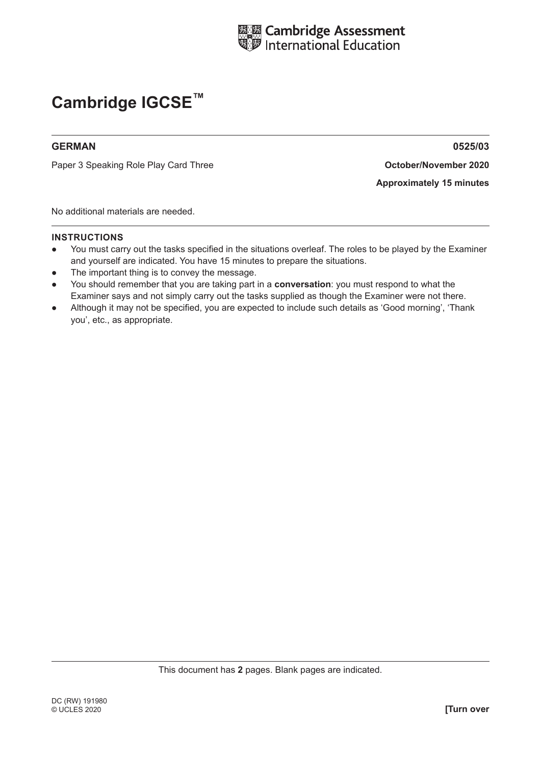# Cambridge IGCSE™

**GERMAN** **0525/03**

Paper 3 Speaking Role Play Card Three **October/November 2020**

**Approximately 15 minutes**

No additional materials are needed.

**INSTRUCTIONS**

- You must carry out the tasks specified in the situations overleaf. The roles to be played by the Examiner and yourself are indicated. You have 15 minutes to prepare the situations.
- The important thing is to convey the message.
- You should remember that you are taking part in a **conversation**: you must respond to what the Examiner says and not simply carry out the tasks supplied as though the Examiner were not there.
- Although it may not be specified, you are expected to include such details as 'Good morning', 'Thank you', etc., as appropriate.

This document has **2** pages. Blank pages are indicated.

DC (RW) 191980
© UCLES 2020 **[Turn over**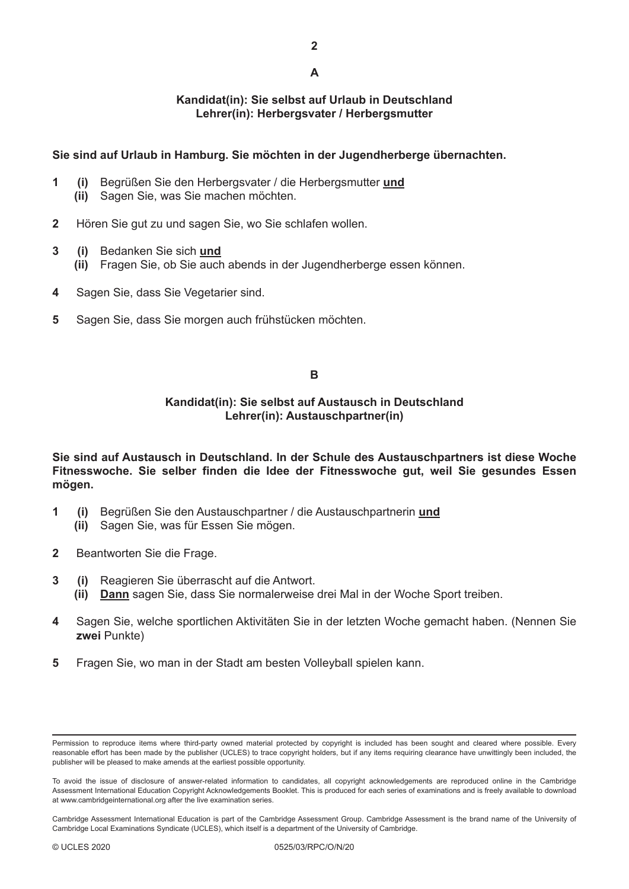## A

**Kandidat(in): Sie selbst auf Urlaub in Deutschland**
**Lehrer(in): Herbergsvater / Herbergsmutter**

**Sie sind auf Urlaub in Hamburg. Sie möchten in der Jugendherberge übernachten.**

**1** **(i)** Begrüßen Sie den Herbergsvater / die Herbergsmutter **und**
**(ii)** Sagen Sie, was Sie machen möchten.

**2** Hören Sie gut zu und sagen Sie, wo Sie schlafen wollen.

**3** **(i)** Bedanken Sie sich **und**
**(ii)** Fragen Sie, ob Sie auch abends in der Jugendherberge essen können.

**4** Sagen Sie, dass Sie Vegetarier sind.

**5** Sagen Sie, dass Sie morgen auch frühstücken möchten.

## B

**Kandidat(in): Sie selbst auf Austausch in Deutschland**
**Lehrer(in): Austauschpartner(in)**

**Sie sind auf Austausch in Deutschland. In der Schule des Austauschpartners ist diese Woche Fitnesswoche. Sie selber finden die Idee der Fitnesswoche gut, weil Sie gesundes Essen mögen.**

**1** **(i)** Begrüßen Sie den Austauschpartner / die Austauschpartnerin **und**
**(ii)** Sagen Sie, was für Essen Sie mögen.

**2** Beantworten Sie die Frage.

**3** **(i)** Reagieren Sie überrascht auf die Antwort.
**(ii)** **Dann** sagen Sie, dass Sie normalerweise drei Mal in der Woche Sport treiben.

**4** Sagen Sie, welche sportlichen Aktivitäten Sie in der letzten Woche gemacht haben. (Nennen Sie **zwei** Punkte)

**5** Fragen Sie, wo man in der Stadt am besten Volleyball spielen kann.

---

Permission to reproduce items where third-party owned material protected by copyright is included has been sought and cleared where possible. Every reasonable effort has been made by the publisher (UCLES) to trace copyright holders, but if any items requiring clearance have unwittingly been included, the publisher will be pleased to make amends at the earliest possible opportunity.

To avoid the issue of disclosure of answer-related information to candidates, all copyright acknowledgements are reproduced online in the Cambridge Assessment International Education Copyright Acknowledgements Booklet. This is produced for each series of examinations and is freely available to download at www.cambridgeinternational.org after the live examination series.

Cambridge Assessment International Education is part of the Cambridge Assessment Group. Cambridge Assessment is the brand name of the University of Cambridge Local Examinations Syndicate (UCLES), which itself is a department of the University of Cambridge.

© UCLES 2020 0525/03/RPC/O/N/20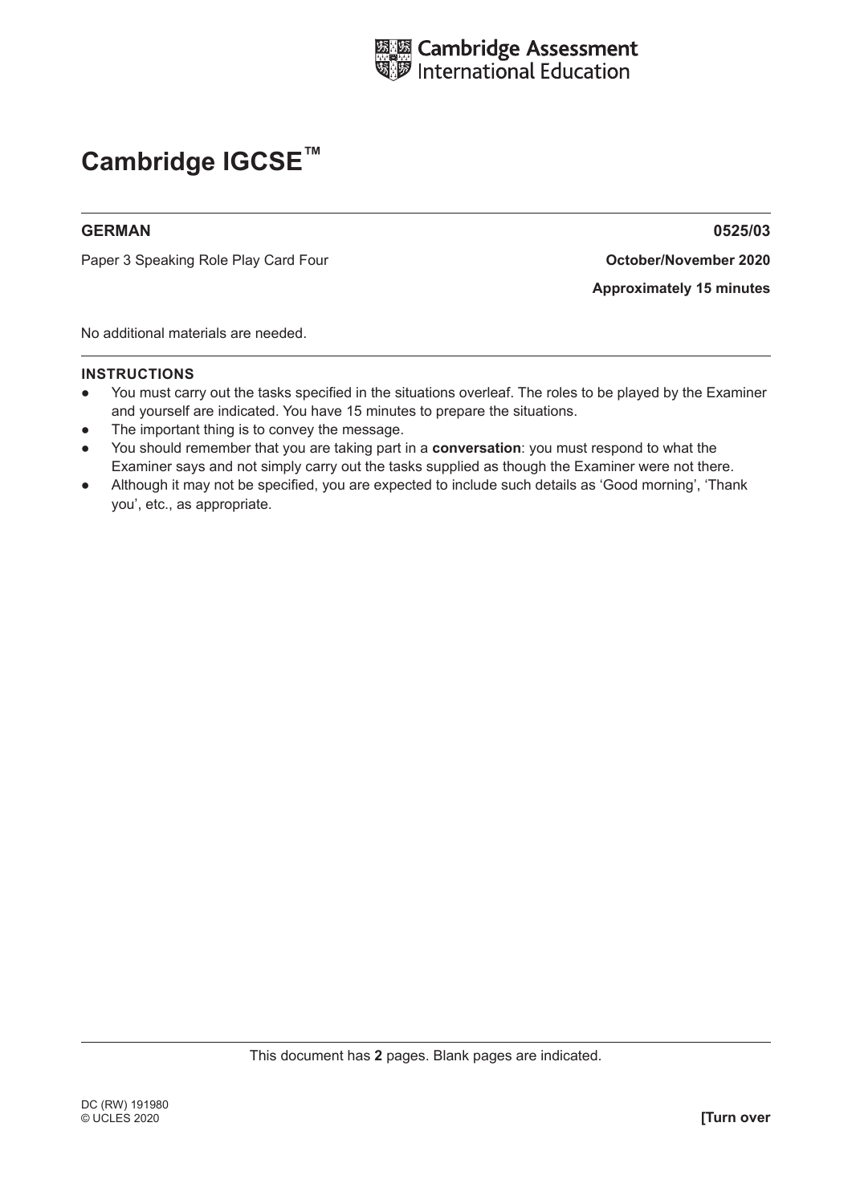Cambridge Assessment International Education

# Cambridge IGCSE™

**GERMAN** **0525/03**

Paper 3 Speaking Role Play Card Four **October/November 2020**

**Approximately 15 minutes**

No additional materials are needed.

**INSTRUCTIONS**

- You must carry out the tasks specified in the situations overleaf. The roles to be played by the Examiner and yourself are indicated. You have 15 minutes to prepare the situations.
- The important thing is to convey the message.
- You should remember that you are taking part in a **conversation**: you must respond to what the Examiner says and not simply carry out the tasks supplied as though the Examiner were not there.
- Although it may not be specified, you are expected to include such details as 'Good morning', 'Thank you', etc., as appropriate.

This document has **2** pages. Blank pages are indicated.

DC (RW) 191980
© UCLES 2020

**[Turn over**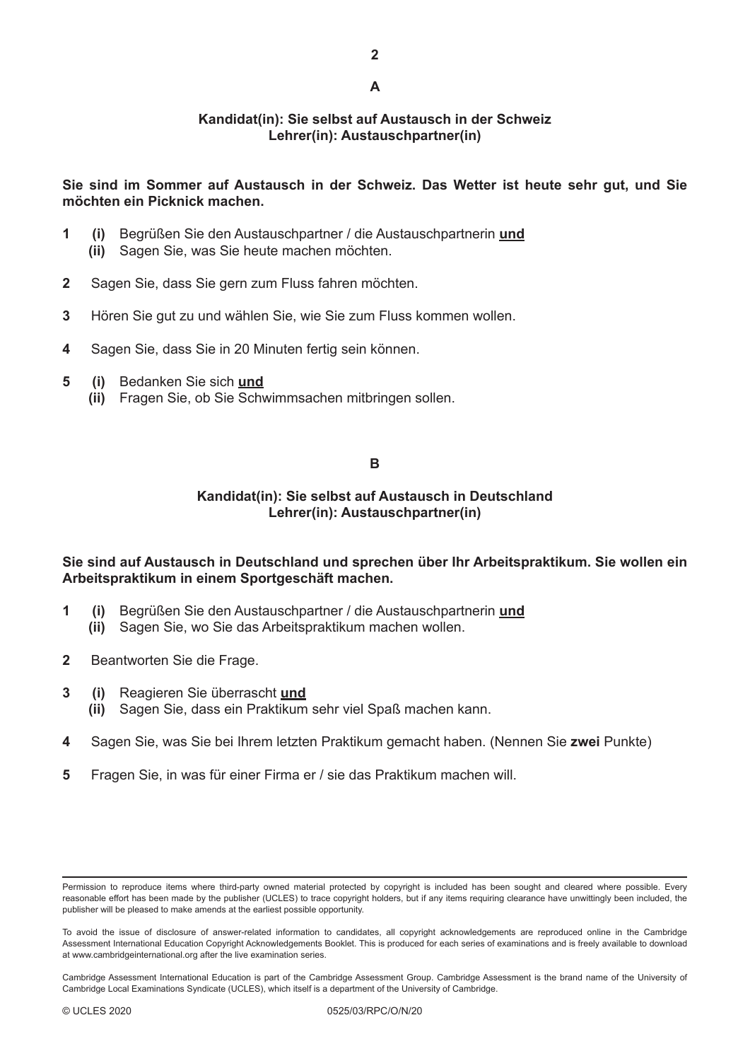## A

**Kandidat(in): Sie selbst auf Austausch in der Schweiz**
**Lehrer(in): Austauschpartner(in)**

**Sie sind im Sommer auf Austausch in der Schweiz. Das Wetter ist heute sehr gut, und Sie möchten ein Picknick machen.**

**1** **(i)** Begrüßen Sie den Austauschpartner / die Austauschpartnerin **und**
**(ii)** Sagen Sie, was Sie heute machen möchten.

**2** Sagen Sie, dass Sie gern zum Fluss fahren möchten.

**3** Hören Sie gut zu und wählen Sie, wie Sie zum Fluss kommen wollen.

**4** Sagen Sie, dass Sie in 20 Minuten fertig sein können.

**5** **(i)** Bedanken Sie sich **und**
**(ii)** Fragen Sie, ob Sie Schwimmsachen mitbringen sollen.

## B

**Kandidat(in): Sie selbst auf Austausch in Deutschland**
**Lehrer(in): Austauschpartner(in)**

**Sie sind auf Austausch in Deutschland und sprechen über Ihr Arbeitspraktikum. Sie wollen ein Arbeitspraktikum in einem Sportgeschäft machen.**

**1** **(i)** Begrüßen Sie den Austauschpartner / die Austauschpartnerin **und**
**(ii)** Sagen Sie, wo Sie das Arbeitspraktikum machen wollen.

**2** Beantworten Sie die Frage.

**3** **(i)** Reagieren Sie überrascht **und**
**(ii)** Sagen Sie, dass ein Praktikum sehr viel Spaß machen kann.

**4** Sagen Sie, was Sie bei Ihrem letzten Praktikum gemacht haben. (Nennen Sie **zwei** Punkte)

**5** Fragen Sie, in was für einer Firma er / sie das Praktikum machen will.

Permission to reproduce items where third-party owned material protected by copyright is included has been sought and cleared where possible. Every reasonable effort has been made by the publisher (UCLES) to trace copyright holders, but if any items requiring clearance have unwittingly been included, the publisher will be pleased to make amends at the earliest possible opportunity.

To avoid the issue of disclosure of answer-related information to candidates, all copyright acknowledgements are reproduced online in the Cambridge Assessment International Education Copyright Acknowledgements Booklet. This is produced for each series of examinations and is freely available to download at www.cambridgeinternational.org after the live examination series.

Cambridge Assessment International Education is part of the Cambridge Assessment Group. Cambridge Assessment is the brand name of the University of Cambridge Local Examinations Syndicate (UCLES), which itself is a department of the University of Cambridge.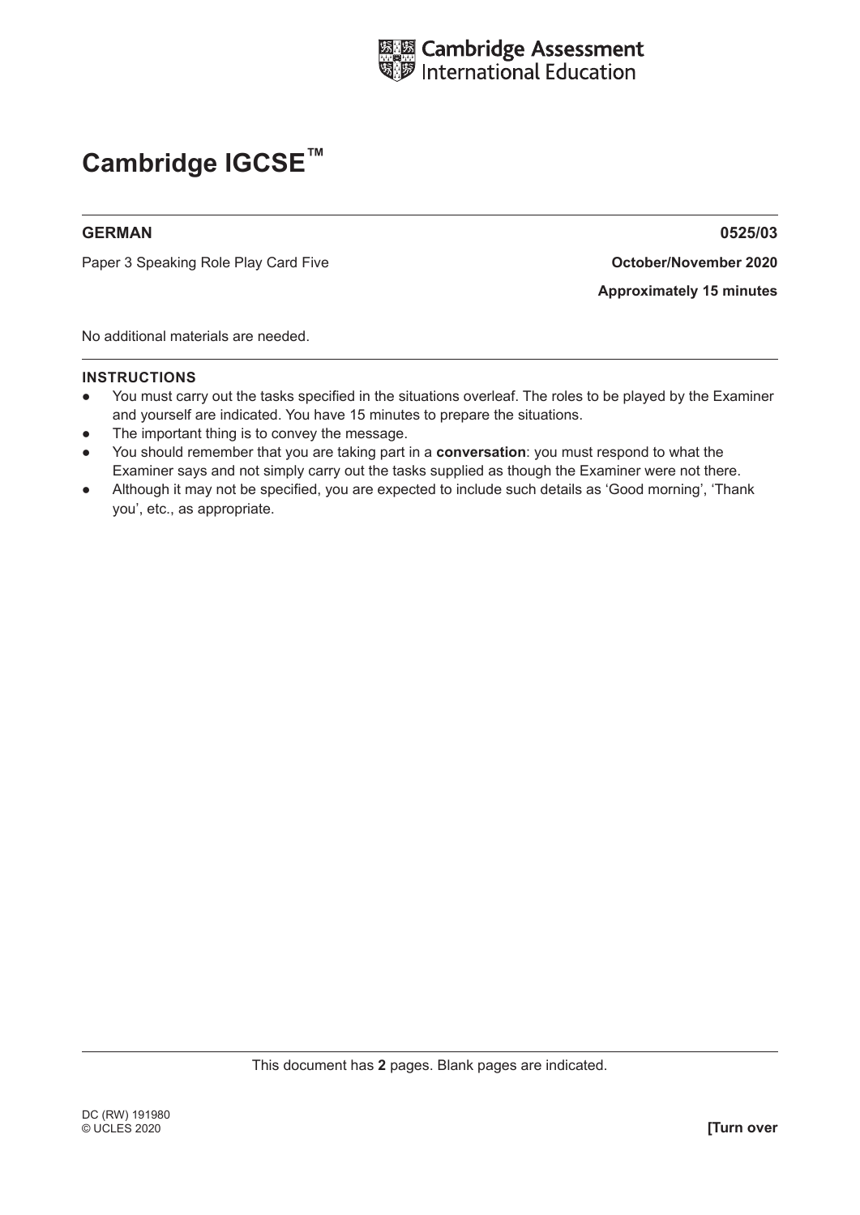# Cambridge IGCSE™

**GERMAN** **0525/03**

Paper 3 Speaking Role Play Card Five **October/November 2020**

**Approximately 15 minutes**

No additional materials are needed.

**INSTRUCTIONS**

- You must carry out the tasks specified in the situations overleaf. The roles to be played by the Examiner and yourself are indicated. You have 15 minutes to prepare the situations.
- The important thing is to convey the message.
- You should remember that you are taking part in a **conversation**: you must respond to what the Examiner says and not simply carry out the tasks supplied as though the Examiner were not there.
- Although it may not be specified, you are expected to include such details as 'Good morning', 'Thank you', etc., as appropriate.

This document has **2** pages. Blank pages are indicated.

DC (RW) 191980
© UCLES 2020

**[Turn over**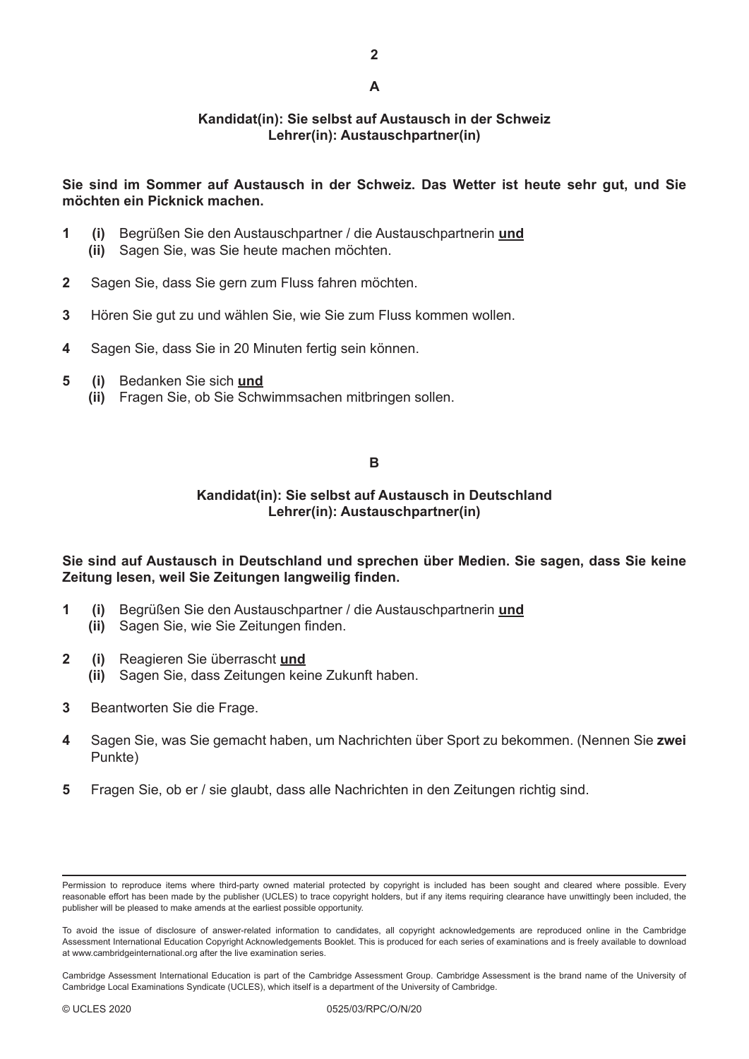## A

**Kandidat(in): Sie selbst auf Austausch in der Schweiz**
**Lehrer(in): Austauschpartner(in)**

**Sie sind im Sommer auf Austausch in der Schweiz. Das Wetter ist heute sehr gut, und Sie möchten ein Picknick machen.**

**1** **(i)** Begrüßen Sie den Austauschpartner / die Austauschpartnerin **und**
**(ii)** Sagen Sie, was Sie heute machen möchten.

**2** Sagen Sie, dass Sie gern zum Fluss fahren möchten.

**3** Hören Sie gut zu und wählen Sie, wie Sie zum Fluss kommen wollen.

**4** Sagen Sie, dass Sie in 20 Minuten fertig sein können.

**5** **(i)** Bedanken Sie sich **und**
**(ii)** Fragen Sie, ob Sie Schwimmsachen mitbringen sollen.

## B

**Kandidat(in): Sie selbst auf Austausch in Deutschland**
**Lehrer(in): Austauschpartner(in)**

**Sie sind auf Austausch in Deutschland und sprechen über Medien. Sie sagen, dass Sie keine Zeitung lesen, weil Sie Zeitungen langweilig finden.**

**1** **(i)** Begrüßen Sie den Austauschpartner / die Austauschpartnerin **und**
**(ii)** Sagen Sie, wie Sie Zeitungen finden.

**2** **(i)** Reagieren Sie überrascht **und**
**(ii)** Sagen Sie, dass Zeitungen keine Zukunft haben.

**3** Beantworten Sie die Frage.

**4** Sagen Sie, was Sie gemacht haben, um Nachrichten über Sport zu bekommen. (Nennen Sie **zwei** Punkte)

**5** Fragen Sie, ob er / sie glaubt, dass alle Nachrichten in den Zeitungen richtig sind.

---

Permission to reproduce items where third-party owned material protected by copyright is included has been sought and cleared where possible. Every reasonable effort has been made by the publisher (UCLES) to trace copyright holders, but if any items requiring clearance have unwittingly been included, the publisher will be pleased to make amends at the earliest possible opportunity.

To avoid the issue of disclosure of answer-related information to candidates, all copyright acknowledgements are reproduced online in the Cambridge Assessment International Education Copyright Acknowledgements Booklet. This is produced for each series of examinations and is freely available to download at www.cambridgeinternational.org after the live examination series.

Cambridge Assessment International Education is part of the Cambridge Assessment Group. Cambridge Assessment is the brand name of the University of Cambridge Local Examinations Syndicate (UCLES), which itself is a department of the University of Cambridge.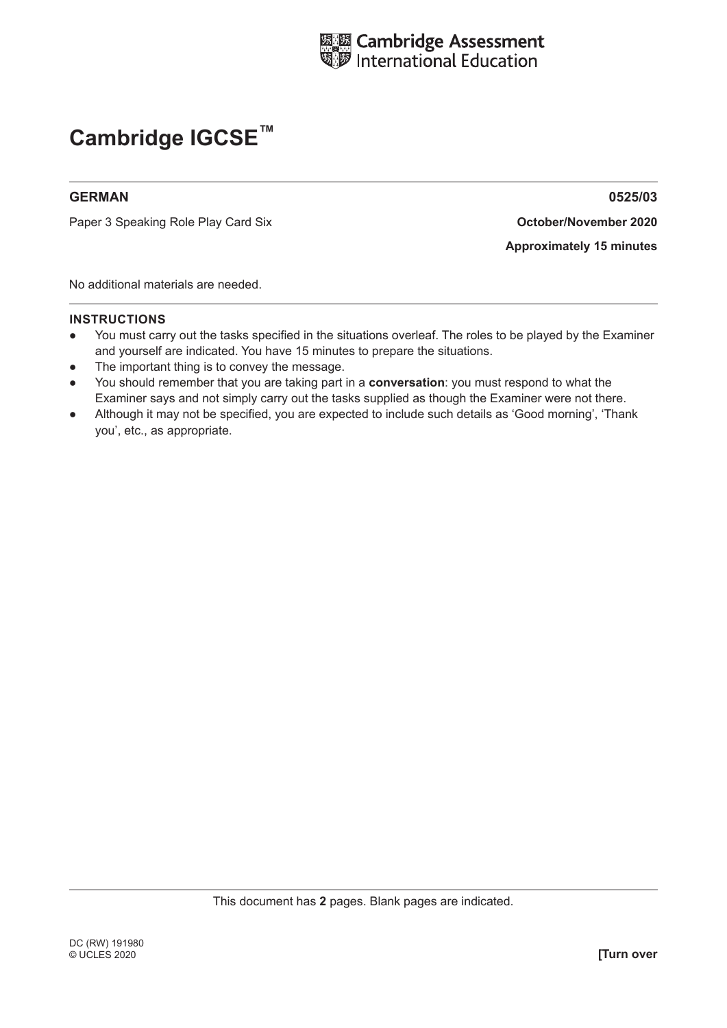Cambridge Assessment International Education

# Cambridge IGCSE™

**GERMAN** **0525/03**

Paper 3 Speaking Role Play Card Six **October/November 2020**

**Approximately 15 minutes**

No additional materials are needed.

**INSTRUCTIONS**

- You must carry out the tasks specified in the situations overleaf. The roles to be played by the Examiner and yourself are indicated. You have 15 minutes to prepare the situations.
- The important thing is to convey the message.
- You should remember that you are taking part in a **conversation**: you must respond to what the Examiner says and not simply carry out the tasks supplied as though the Examiner were not there.
- Although it may not be specified, you are expected to include such details as 'Good morning', 'Thank you', etc., as appropriate.

This document has **2** pages. Blank pages are indicated.

DC (RW) 191980
© UCLES 2020

**[Turn over**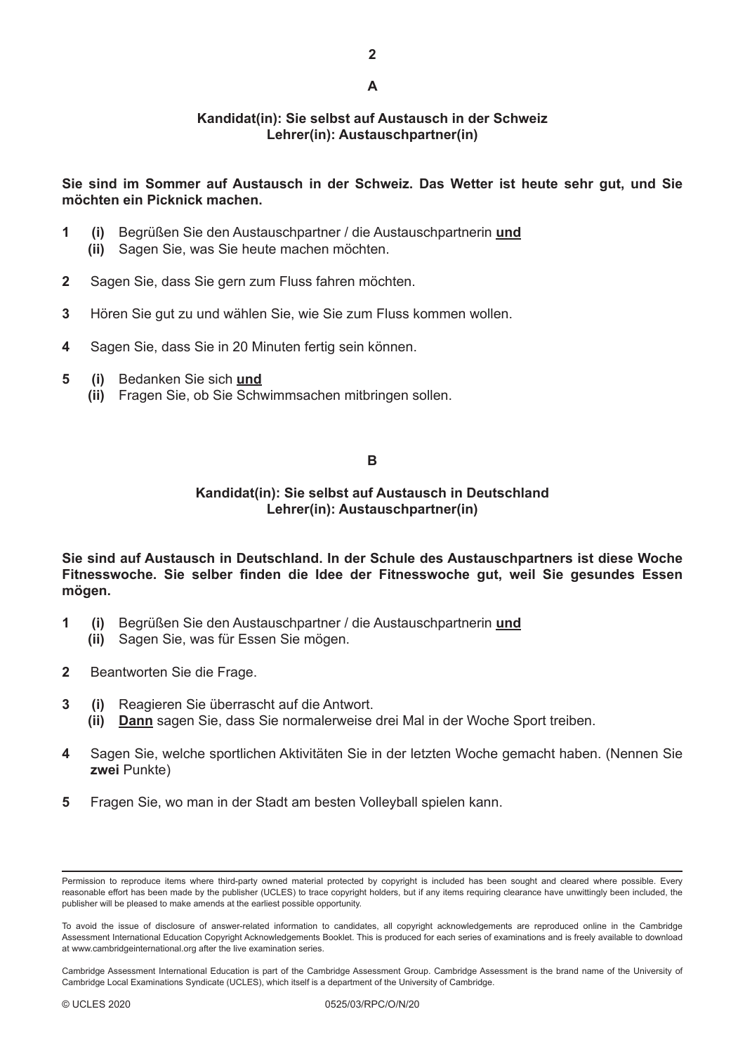## A

**Kandidat(in): Sie selbst auf Austausch in der Schweiz**
**Lehrer(in): Austauschpartner(in)**

**Sie sind im Sommer auf Austausch in der Schweiz. Das Wetter ist heute sehr gut, und Sie möchten ein Picknick machen.**

**1** **(i)** Begrüßen Sie den Austauschpartner / die Austauschpartnerin **und**
**(ii)** Sagen Sie, was Sie heute machen möchten.

**2** Sagen Sie, dass Sie gern zum Fluss fahren möchten.

**3** Hören Sie gut zu und wählen Sie, wie Sie zum Fluss kommen wollen.

**4** Sagen Sie, dass Sie in 20 Minuten fertig sein können.

**5** **(i)** Bedanken Sie sich **und**
**(ii)** Fragen Sie, ob Sie Schwimmsachen mitbringen sollen.

## B

**Kandidat(in): Sie selbst auf Austausch in Deutschland**
**Lehrer(in): Austauschpartner(in)**

**Sie sind auf Austausch in Deutschland. In der Schule des Austauschpartners ist diese Woche Fitnesswoche. Sie selber finden die Idee der Fitnesswoche gut, weil Sie gesundes Essen mögen.**

**1** **(i)** Begrüßen Sie den Austauschpartner / die Austauschpartnerin **und**
**(ii)** Sagen Sie, was für Essen Sie mögen.

**2** Beantworten Sie die Frage.

**3** **(i)** Reagieren Sie überrascht auf die Antwort.
**(ii)** **Dann** sagen Sie, dass Sie normalerweise drei Mal in der Woche Sport treiben.

**4** Sagen Sie, welche sportlichen Aktivitäten Sie in der letzten Woche gemacht haben. (Nennen Sie **zwei** Punkte)

**5** Fragen Sie, wo man in der Stadt am besten Volleyball spielen kann.

Permission to reproduce items where third-party owned material protected by copyright is included has been sought and cleared where possible. Every reasonable effort has been made by the publisher (UCLES) to trace copyright holders, but if any items requiring clearance have unwittingly been included, the publisher will be pleased to make amends at the earliest possible opportunity.

To avoid the issue of disclosure of answer-related information to candidates, all copyright acknowledgements are reproduced online in the Cambridge Assessment International Education Copyright Acknowledgements Booklet. This is produced for each series of examinations and is freely available to download at www.cambridgeinternational.org after the live examination series.

Cambridge Assessment International Education is part of the Cambridge Assessment Group. Cambridge Assessment is the brand name of the University of Cambridge Local Examinations Syndicate (UCLES), which itself is a department of the University of Cambridge.

© UCLES 2020 0525/03/RPC/O/N/20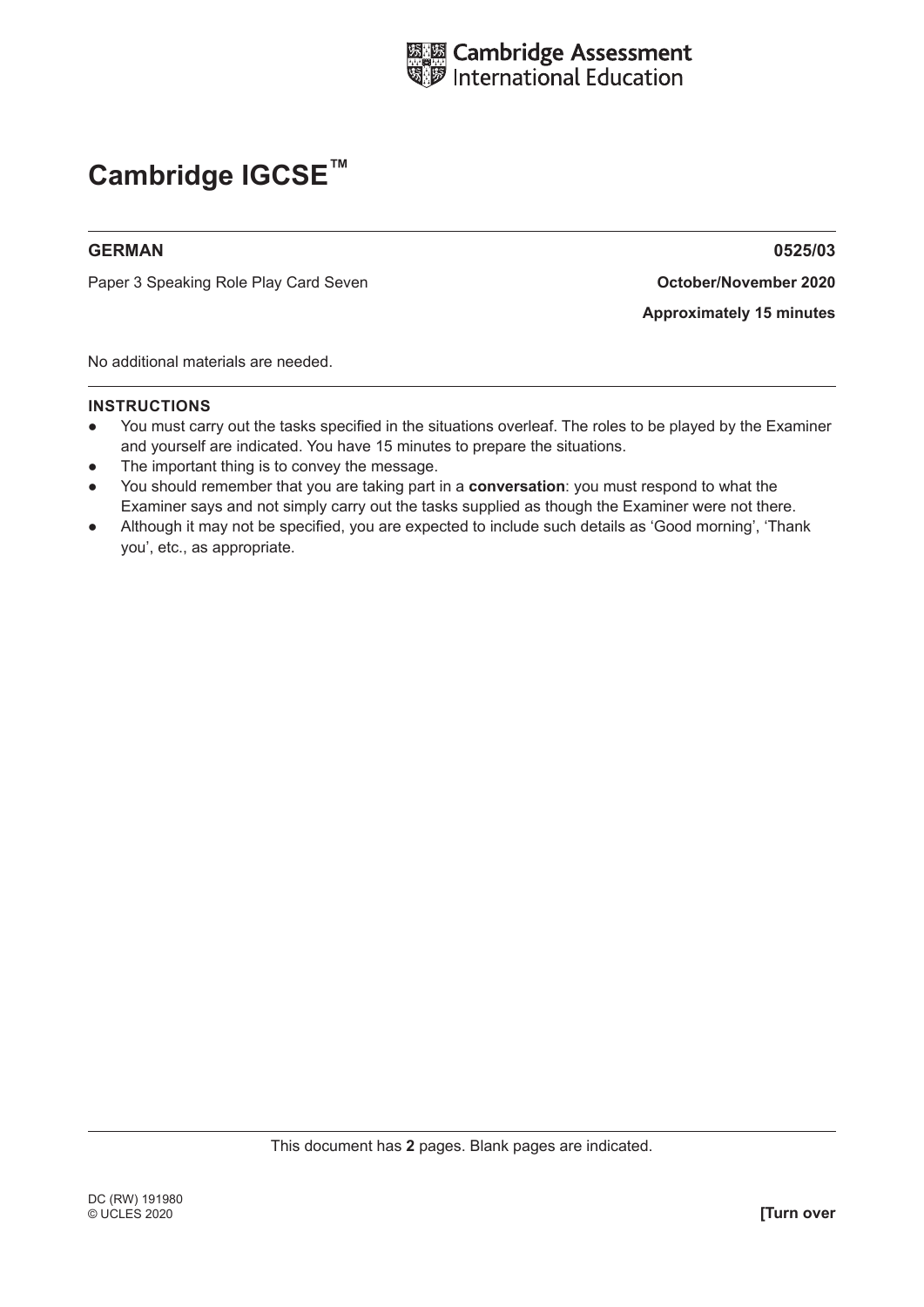Cambridge Assessment International Education

# Cambridge IGCSE™

**GERMAN** **0525/03**

Paper 3 Speaking Role Play Card Seven **October/November 2020**

**Approximately 15 minutes**

No additional materials are needed.

**INSTRUCTIONS**

- You must carry out the tasks specified in the situations overleaf. The roles to be played by the Examiner and yourself are indicated. You have 15 minutes to prepare the situations.
- The important thing is to convey the message.
- You should remember that you are taking part in a **conversation**: you must respond to what the Examiner says and not simply carry out the tasks supplied as though the Examiner were not there.
- Although it may not be specified, you are expected to include such details as 'Good morning', 'Thank you', etc., as appropriate.

This document has **2** pages. Blank pages are indicated.

DC (RW) 191980
© UCLES 2020

**[Turn over**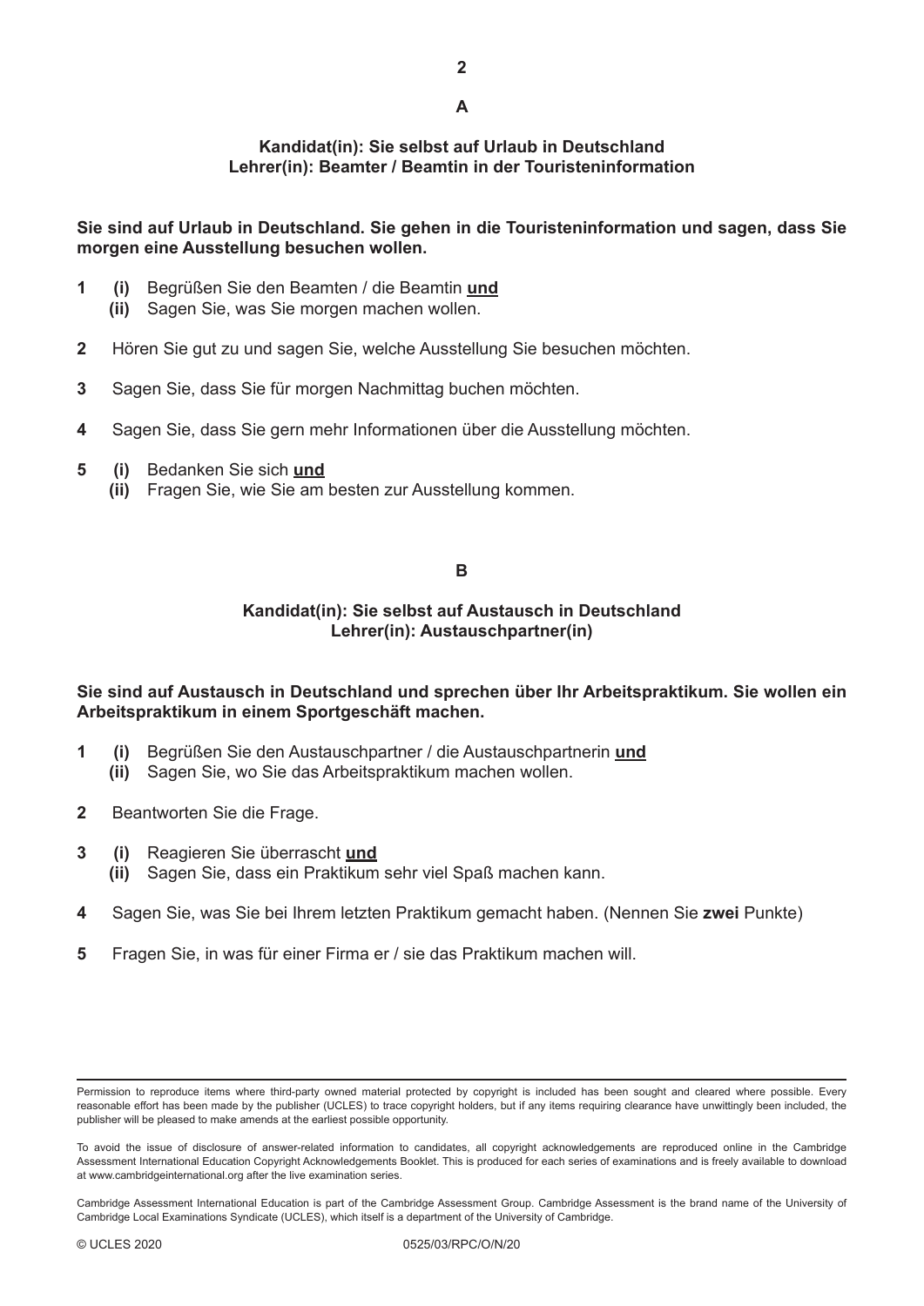## A

**Kandidat(in): Sie selbst auf Urlaub in Deutschland**
**Lehrer(in): Beamter / Beamtin in der Touristeninformation**

**Sie sind auf Urlaub in Deutschland. Sie gehen in die Touristeninformation und sagen, dass Sie morgen eine Ausstellung besuchen wollen.**

**1** **(i)** Begrüßen Sie den Beamten / die Beamtin **und**
**(ii)** Sagen Sie, was Sie morgen machen wollen.

**2** Hören Sie gut zu und sagen Sie, welche Ausstellung Sie besuchen möchten.

**3** Sagen Sie, dass Sie für morgen Nachmittag buchen möchten.

**4** Sagen Sie, dass Sie gern mehr Informationen über die Ausstellung möchten.

**5** **(i)** Bedanken Sie sich **und**
**(ii)** Fragen Sie, wie Sie am besten zur Ausstellung kommen.

## B

**Kandidat(in): Sie selbst auf Austausch in Deutschland**
**Lehrer(in): Austauschpartner(in)**

**Sie sind auf Austausch in Deutschland und sprechen über Ihr Arbeitspraktikum. Sie wollen ein Arbeitspraktikum in einem Sportgeschäft machen.**

**1** **(i)** Begrüßen Sie den Austauschpartner / die Austauschpartnerin **und**
**(ii)** Sagen Sie, wo Sie das Arbeitspraktikum machen wollen.

**2** Beantworten Sie die Frage.

**3** **(i)** Reagieren Sie überrascht **und**
**(ii)** Sagen Sie, dass ein Praktikum sehr viel Spaß machen kann.

**4** Sagen Sie, was Sie bei Ihrem letzten Praktikum gemacht haben. (Nennen Sie **zwei** Punkte)

**5** Fragen Sie, in was für einer Firma er / sie das Praktikum machen will.

Permission to reproduce items where third-party owned material protected by copyright is included has been sought and cleared where possible. Every reasonable effort has been made by the publisher (UCLES) to trace copyright holders, but if any items requiring clearance have unwittingly been included, the publisher will be pleased to make amends at the earliest possible opportunity.

To avoid the issue of disclosure of answer-related information to candidates, all copyright acknowledgements are reproduced online in the Cambridge Assessment International Education Copyright Acknowledgements Booklet. This is produced for each series of examinations and is freely available to download at www.cambridgeinternational.org after the live examination series.

Cambridge Assessment International Education is part of the Cambridge Assessment Group. Cambridge Assessment is the brand name of the University of Cambridge Local Examinations Syndicate (UCLES), which itself is a department of the University of Cambridge.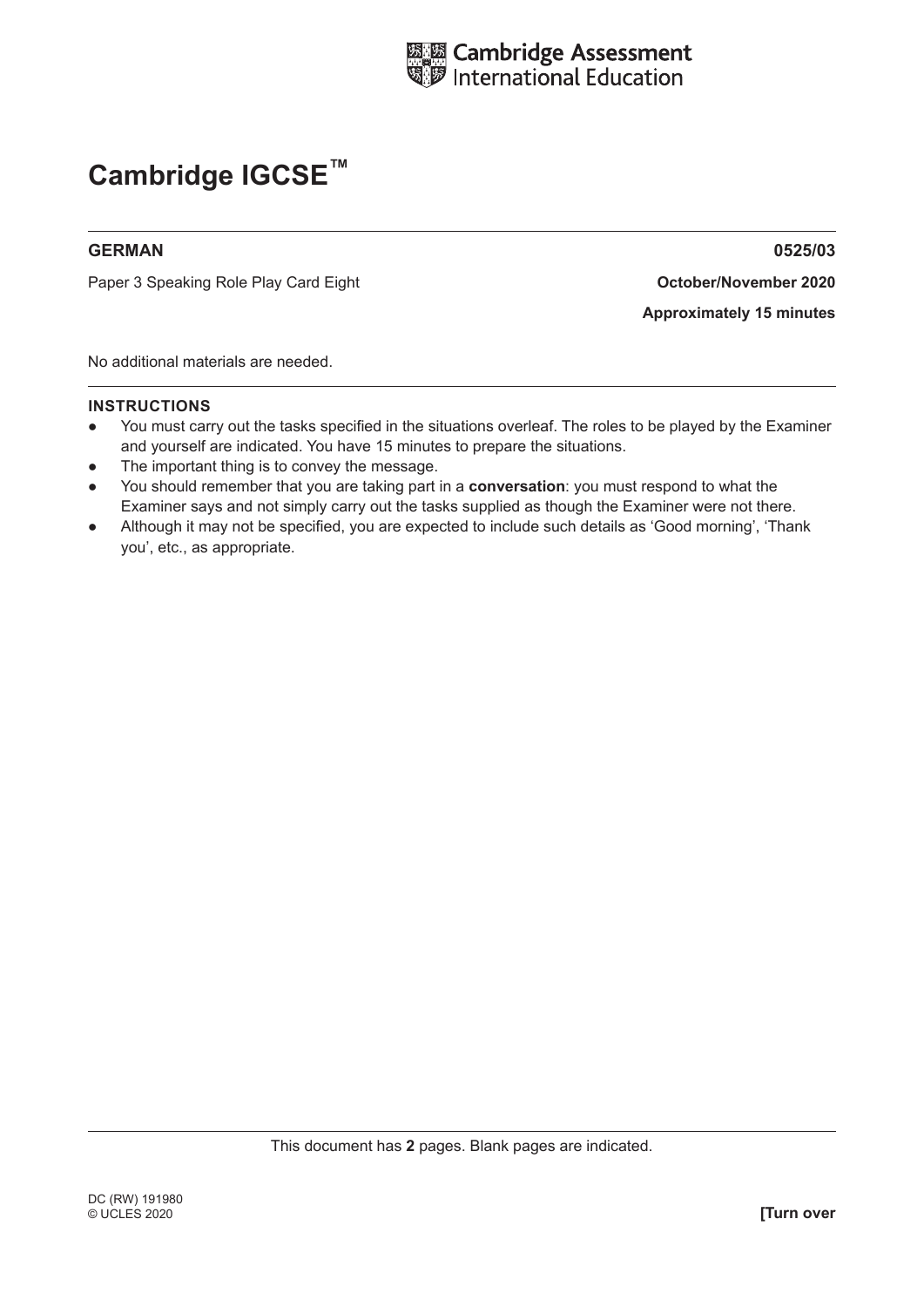Cambridge Assessment International Education

# Cambridge IGCSE™

**GERMAN** **0525/03**

Paper 3 Speaking Role Play Card Eight **October/November 2020**

**Approximately 15 minutes**

No additional materials are needed.

**INSTRUCTIONS**

- You must carry out the tasks specified in the situations overleaf. The roles to be played by the Examiner and yourself are indicated. You have 15 minutes to prepare the situations.
- The important thing is to convey the message.
- You should remember that you are taking part in a **conversation**: you must respond to what the Examiner says and not simply carry out the tasks supplied as though the Examiner were not there.
- Although it may not be specified, you are expected to include such details as 'Good morning', 'Thank you', etc., as appropriate.

This document has **2** pages. Blank pages are indicated.

DC (RW) 191980
© UCLES 2020

**[Turn over**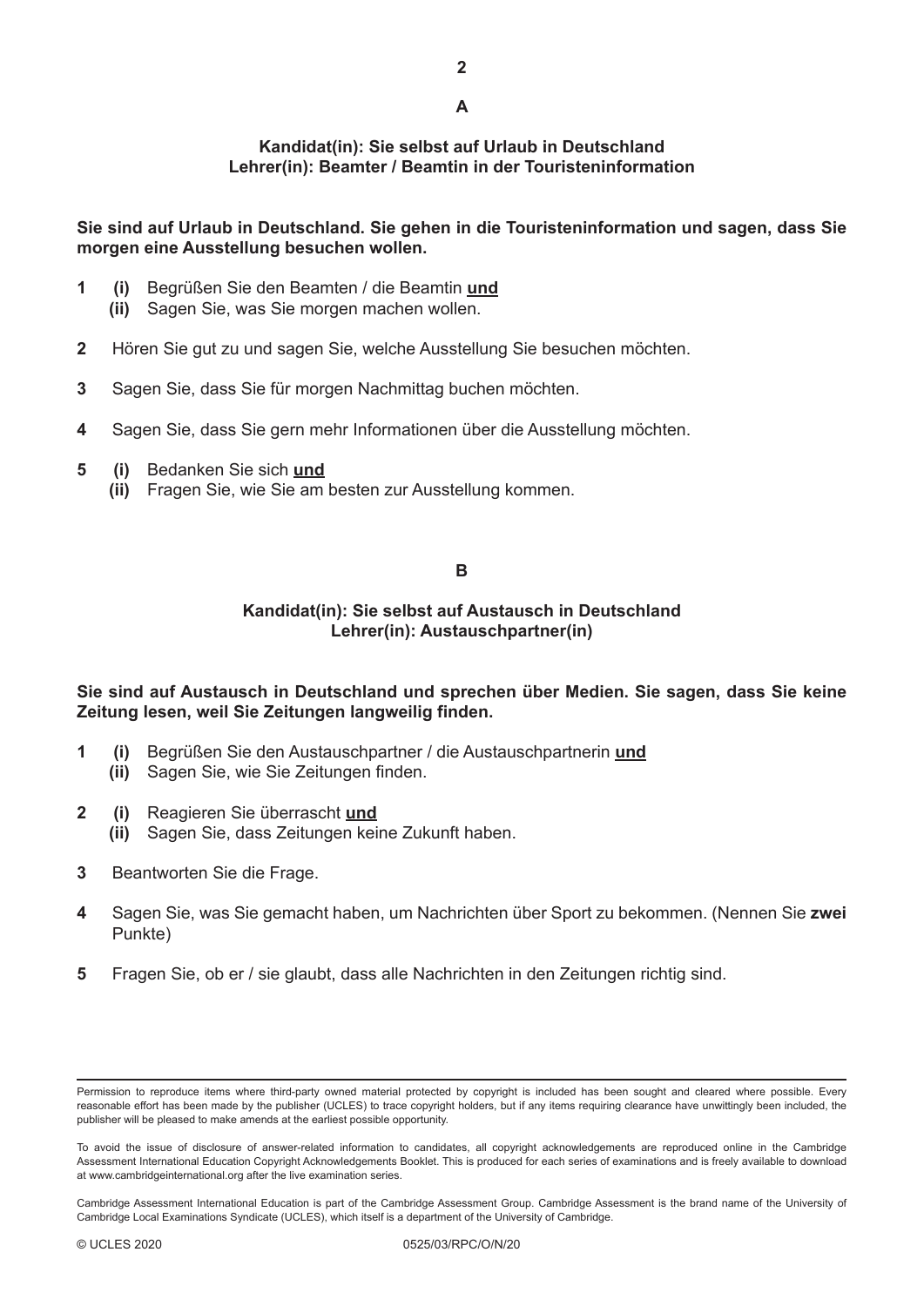## A

**Kandidat(in): Sie selbst auf Urlaub in Deutschland**
**Lehrer(in): Beamter / Beamtin in der Touristeninformation**

**Sie sind auf Urlaub in Deutschland. Sie gehen in die Touristeninformation und sagen, dass Sie morgen eine Ausstellung besuchen wollen.**

1. **(i)** Begrüßen Sie den Beamten / die Beamtin **und**
   **(ii)** Sagen Sie, was Sie morgen machen wollen.

2. Hören Sie gut zu und sagen Sie, welche Ausstellung Sie besuchen möchten.

3. Sagen Sie, dass Sie für morgen Nachmittag buchen möchten.

4. Sagen Sie, dass Sie gern mehr Informationen über die Ausstellung möchten.

5. **(i)** Bedanken Sie sich **und**
   **(ii)** Fragen Sie, wie Sie am besten zur Ausstellung kommen.

## B

**Kandidat(in): Sie selbst auf Austausch in Deutschland**
**Lehrer(in): Austauschpartner(in)**

**Sie sind auf Austausch in Deutschland und sprechen über Medien. Sie sagen, dass Sie keine Zeitung lesen, weil Sie Zeitungen langweilig finden.**

1. **(i)** Begrüßen Sie den Austauschpartner / die Austauschpartnerin **und**
   **(ii)** Sagen Sie, wie Sie Zeitungen finden.

2. **(i)** Reagieren Sie überrascht **und**
   **(ii)** Sagen Sie, dass Zeitungen keine Zukunft haben.

3. Beantworten Sie die Frage.

4. Sagen Sie, was Sie gemacht haben, um Nachrichten über Sport zu bekommen. (Nennen Sie **zwei** Punkte)

5. Fragen Sie, ob er / sie glaubt, dass alle Nachrichten in den Zeitungen richtig sind.

---

Permission to reproduce items where third-party owned material protected by copyright is included has been sought and cleared where possible. Every reasonable effort has been made by the publisher (UCLES) to trace copyright holders, but if any items requiring clearance have unwittingly been included, the publisher will be pleased to make amends at the earliest possible opportunity.

To avoid the issue of disclosure of answer-related information to candidates, all copyright acknowledgements are reproduced online in the Cambridge Assessment International Education Copyright Acknowledgements Booklet. This is produced for each series of examinations and is freely available to download at www.cambridgeinternational.org after the live examination series.

Cambridge Assessment International Education is part of the Cambridge Assessment Group. Cambridge Assessment is the brand name of the University of Cambridge Local Examinations Syndicate (UCLES), which itself is a department of the University of Cambridge.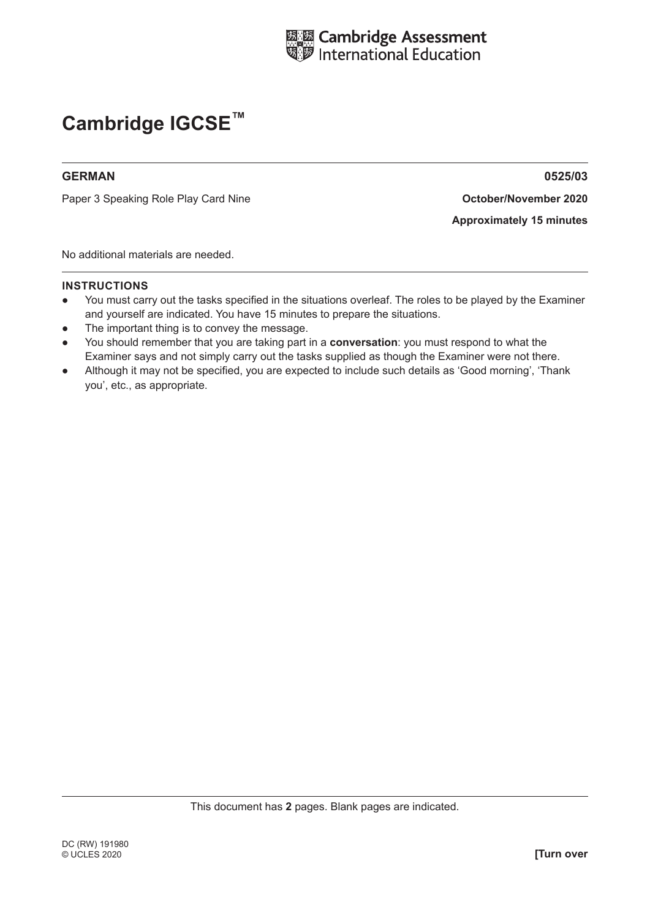Cambridge Assessment International Education

# Cambridge IGCSE™

**GERMAN** **0525/03**

Paper 3 Speaking Role Play Card Nine **October/November 2020**

**Approximately 15 minutes**

No additional materials are needed.

**INSTRUCTIONS**

- You must carry out the tasks specified in the situations overleaf. The roles to be played by the Examiner and yourself are indicated. You have 15 minutes to prepare the situations.
- The important thing is to convey the message.
- You should remember that you are taking part in a **conversation**: you must respond to what the Examiner says and not simply carry out the tasks supplied as though the Examiner were not there.
- Although it may not be specified, you are expected to include such details as 'Good morning', 'Thank you', etc., as appropriate.

This document has **2** pages. Blank pages are indicated.

DC (RW) 191980
© UCLES 2020 **[Turn over**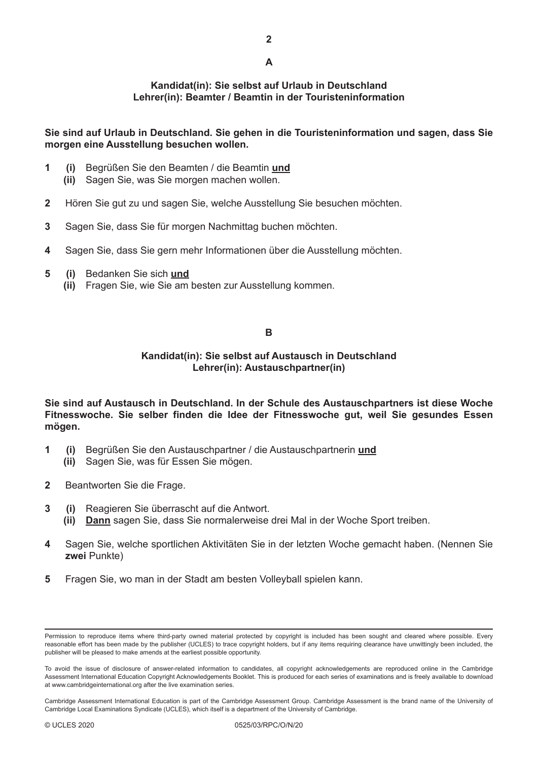## A

**Kandidat(in): Sie selbst auf Urlaub in Deutschland**
**Lehrer(in): Beamter / Beamtin in der Touristeninformation**

**Sie sind auf Urlaub in Deutschland. Sie gehen in die Touristeninformation und sagen, dass Sie morgen eine Ausstellung besuchen wollen.**

1. **(i)** Begrüßen Sie den Beamten / die Beamtin **und**
   **(ii)** Sagen Sie, was Sie morgen machen wollen.

2. Hören Sie gut zu und sagen Sie, welche Ausstellung Sie besuchen möchten.

3. Sagen Sie, dass Sie für morgen Nachmittag buchen möchten.

4. Sagen Sie, dass Sie gern mehr Informationen über die Ausstellung möchten.

5. **(i)** Bedanken Sie sich **und**
   **(ii)** Fragen Sie, wie Sie am besten zur Ausstellung kommen.

## B

**Kandidat(in): Sie selbst auf Austausch in Deutschland**
**Lehrer(in): Austauschpartner(in)**

**Sie sind auf Austausch in Deutschland. In der Schule des Austauschpartners ist diese Woche Fitnesswoche. Sie selber finden die Idee der Fitnesswoche gut, weil Sie gesundes Essen mögen.**

1. **(i)** Begrüßen Sie den Austauschpartner / die Austauschpartnerin **und**
   **(ii)** Sagen Sie, was für Essen Sie mögen.

2. Beantworten Sie die Frage.

3. **(i)** Reagieren Sie überrascht auf die Antwort.
   **(ii)** **Dann** sagen Sie, dass Sie normalerweise drei Mal in der Woche Sport treiben.

4. Sagen Sie, welche sportlichen Aktivitäten Sie in der letzten Woche gemacht haben. (Nennen Sie **zwei** Punkte)

5. Fragen Sie, wo man in der Stadt am besten Volleyball spielen kann.

Permission to reproduce items where third-party owned material protected by copyright is included has been sought and cleared where possible. Every reasonable effort has been made by the publisher (UCLES) to trace copyright holders, but if any items requiring clearance have unwittingly been included, the publisher will be pleased to make amends at the earliest possible opportunity.

To avoid the issue of disclosure of answer-related information to candidates, all copyright acknowledgements are reproduced online in the Cambridge Assessment International Education Copyright Acknowledgements Booklet. This is produced for each series of examinations and is freely available to download at www.cambridgeinternational.org after the live examination series.

Cambridge Assessment International Education is part of the Cambridge Assessment Group. Cambridge Assessment is the brand name of the University of Cambridge Local Examinations Syndicate (UCLES), which itself is a department of the University of Cambridge.

© UCLES 2020 0525/03/RPC/O/N/20